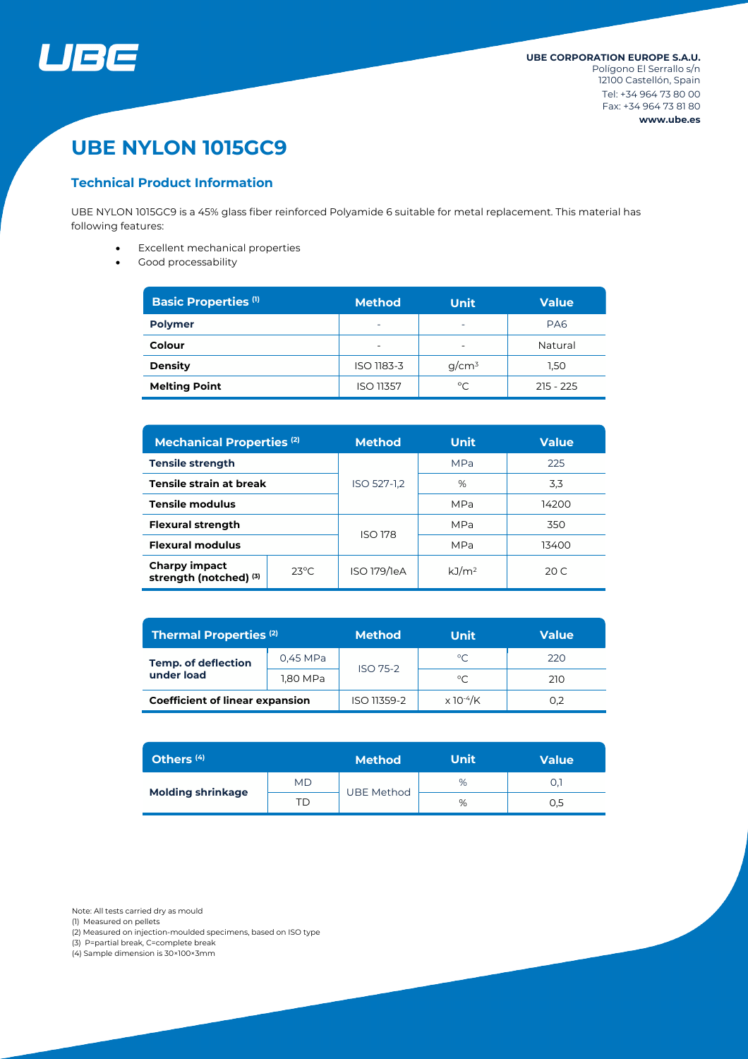UBE

**UBE CORPORATION EUROPE S.A.U.**
Polígono El Serrallo s/n
12100 Castellón, Spain
Tel: +34 964 73 80 00
Fax: +34 964 73 81 80
**www.ube.es**

# UBE NYLON 1015GC9

## Technical Product Information

UBE NYLON 1015GC9 is a 45% glass fiber reinforced Polyamide 6 suitable for metal replacement. This material has following features:

- Excellent mechanical properties
- Good processability

| Basic Properties [1] | Method | Unit | Value |
|---|---|---|---|
| **Polymer** | - | - | PA6 |
| **Colour** | - | - | Natural |
| **Density** | ISO 1183-3 | g/cm³ | 1,50 |
| **Melting Point** | ISO 11357 | °C | 215 - 225 |

| Mechanical Properties [2] | | Method | Unit | Value |
|---|---|---|---|---|
| **Tensile strength** | | ISO 527-1,2 | MPa | 225 |
| **Tensile strain at break** | | | % | 3,3 |
| **Tensile modulus** | | | MPa | 14200 |
| **Flexural strength** | | ISO 178 | MPa | 350 |
| **Flexural modulus** | | | MPa | 13400 |
| **Charpy impact strength (notched)** [3] | 23°C | ISO 179/1eA | kJ/m² | 20 C |

| Thermal Properties [2] | | Method | Unit | Value |
|---|---|---|---|---|
| **Temp. of deflection under load** | 0,45 MPa | ISO 75-2 | °C | 220 |
| | 1,80 MPa | | °C | 210 |
| **Coefficient of linear expansion** | | ISO 11359-2 | $x\,10^{-4}$/K | 0,2 |

| Others [4] | | Method | Unit | Value |
|---|---|---|---|---|
| **Molding shrinkage** | MD | UBE Method | % | 0,1 |
| | TD | | % | 0,5 |

Note: All tests carried dry as mould
(1) Measured on pellets
(2) Measured on injection-moulded specimens, based on ISO type
(3) P=partial break, C=complete break
(4) Sample dimension is 30×100×3mm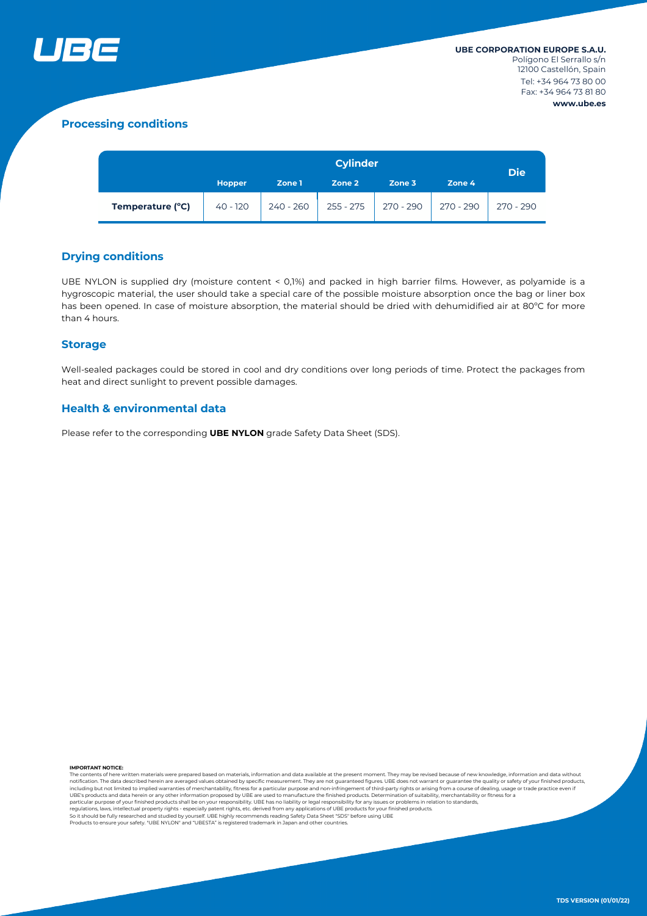**UBE CORPORATION EUROPE S.A.U.**
Polígono El Serrallo s/n
12100 Castellón, Spain
Tel: +34 964 73 80 00
Fax: +34 964 73 81 80
**www.ube.es**

## Processing conditions

| | Cylinder | | | | | Die |
|---|---|---|---|---|---|---|
| | Hopper | Zone 1 | Zone 2 | Zone 3 | Zone 4 | |
| **Temperature (°C)** | 40 - 120 | 240 - 260 | 255 - 275 | 270 - 290 | 270 - 290 | 270 - 290 |

## Drying conditions

UBE NYLON is supplied dry (moisture content < 0,1%) and packed in high barrier films. However, as polyamide is a hygroscopic material, the user should take a special care of the possible moisture absorption once the bag or liner box has been opened. In case of moisture absorption, the material should be dried with dehumidified air at 80°C for more than 4 hours.

## Storage

Well-sealed packages could be stored in cool and dry conditions over long periods of time. Protect the packages from heat and direct sunlight to prevent possible damages.

## Health & environmental data

Please refer to the corresponding **UBE NYLON** grade Safety Data Sheet (SDS).

**IMPORTANT NOTICE:**
The contents of here written materials were prepared based on materials, information and data available at the present moment. They may be revised because of new knowledge, information and data without notification. The data described herein are averaged values obtained by specific measurement. They are not guaranteed figures. UBE does not warrant or guarantee the quality or safety of your finished products, including but not limited to implied warranties of merchantability, fitness for a particular purpose and non-infringement of third-party rights or arising from a course of dealing, usage or trade practice even if UBE's products and data herein or any other information proposed by UBE are used to manufacture the finished products. Determination of suitability, merchantability or fitness for a particular purpose of your finished products shall be on your responsibility. UBE has no liability or legal responsibility for any issues or problems in relation to standards, regulations, laws, intellectual property rights - especially patent rights, etc. derived from any applications of UBE products for your finished products.
So it should be fully researched and studied by yourself. UBE highly recommends reading Safety Data Sheet "SDS" before using UBE Products to ensure your safety. "UBE NYLON" and "UBESTA" is registered trademark in Japan and other countries.

**TDS VERSION (01/01/22)**